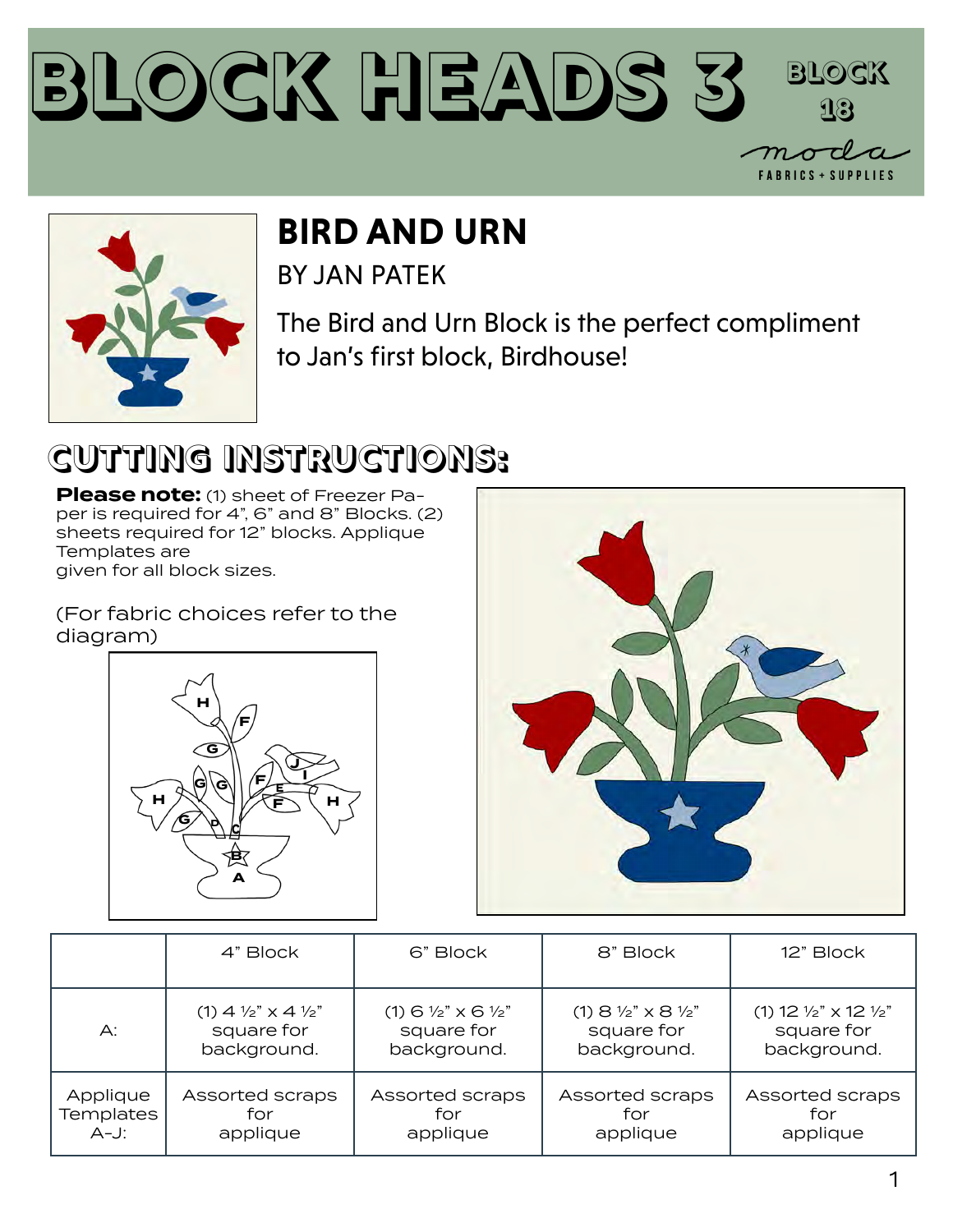# BLOCK HEADS 3

BLOCK 18

moda FABRICS + SUPPLIES

## BIRD AND URN

BY JAN PATEK

The Bird and Urn Block is the perfect compliment to Jan's first block, Birdhouse!

## CUTTING INSTRUCTIONS:

**Please note:** (1) sheet of Freezer Paper is required for 4", 6" and 8" Blocks. (2) sheets required for 12" blocks. Applique Templates are given for all block sizes.

(For fabric choices refer to the diagram)

| | 4" Block | 6" Block | 8" Block | 12" Block |
|---|---|---|---|---|
| A: | (1) 4 ½" x 4 ½" square for background. | (1) 6 ½" x 6 ½" square for background. | (1) 8 ½" x 8 ½" square for background. | (1) 12 ½" x 12 ½" square for background. |
| Applique Templates A-J: | Assorted scraps for applique | Assorted scraps for applique | Assorted scraps for applique | Assorted scraps for applique |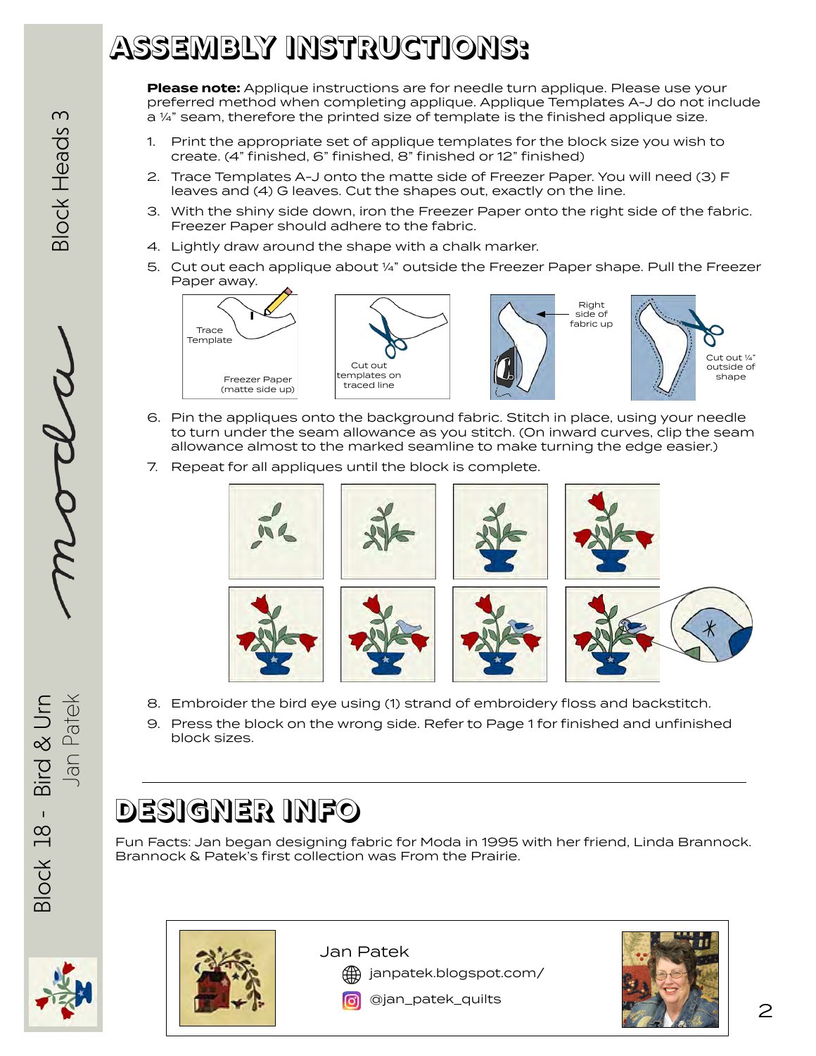# ASSEMBLY INSTRUCTIONS:

**Please note:** Applique instructions are for needle turn applique. Please use your preferred method when completing applique. Applique Templates A-J do not include a ¼" seam, therefore the printed size of template is the finished applique size.

1. Print the appropriate set of applique templates for the block size you wish to create. (4" finished, 6" finished, 8" finished or 12" finished)
2. Trace Templates A-J onto the matte side of Freezer Paper. You will need (3) F leaves and (4) G leaves. Cut the shapes out, exactly on the line.
3. With the shiny side down, iron the Freezer Paper onto the right side of the fabric. Freezer Paper should adhere to the fabric.
4. Lightly draw around the shape with a chalk marker.
5. Cut out each applique about ¼" outside the Freezer Paper shape. Pull the Freezer Paper away.

Trace Template

Freezer Paper (matte side up)

Cut out templates on traced line

Right side of fabric up

Cut out ¼" outside of shape

6. Pin the appliques onto the background fabric. Stitch in place, using your needle to turn under the seam allowance as you stitch. (On inward curves, clip the seam allowance almost to the marked seamline to make turning the edge easier.)
7. Repeat for all appliques until the block is complete.
8. Embroider the bird eye using (1) strand of embroidery floss and backstitch.
9. Press the block on the wrong side. Refer to Page 1 for finished and unfinished block sizes.

---

# DESIGNER INFO

Fun Facts: Jan began designing fabric for Moda in 1995 with her friend, Linda Brannock. Brannock & Patek's first collection was From the Prairie.

Jan Patek

janpatek.blogspot.com/

@jan_patek_quilts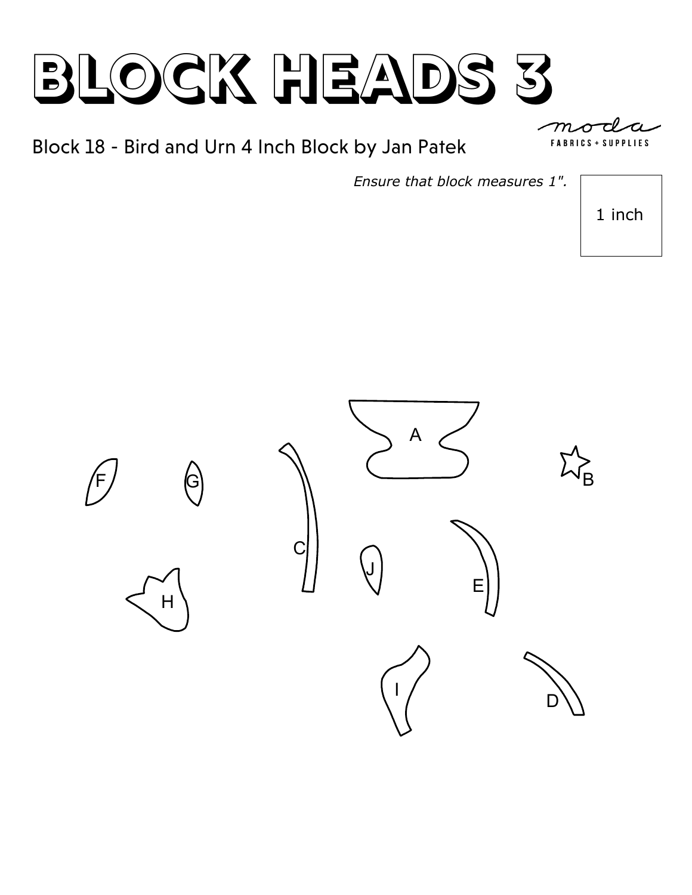# BLOCK HEADS 3

moda
FABRICS + SUPPLIES

Block 18 - Bird and Urn 4 Inch Block by Jan Patek

*Ensure that block measures 1".*

1 inch

A

B

F

G

C

J

E

H

I

D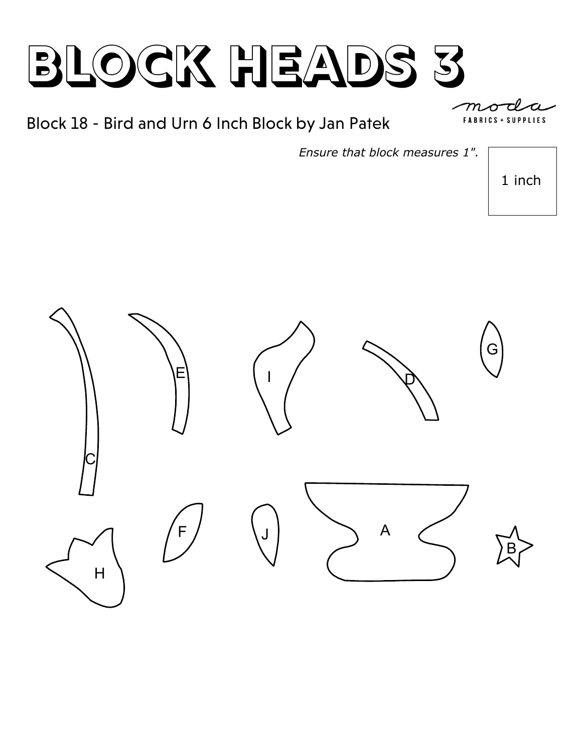# BLOCK HEADS 3

moda
FABRICS + SUPPLIES

## Block 18 - Bird and Urn 6 Inch Block by Jan Patek

*Ensure that block measures 1".*

1 inch

C

E

I

D

G

F

J

A

H

B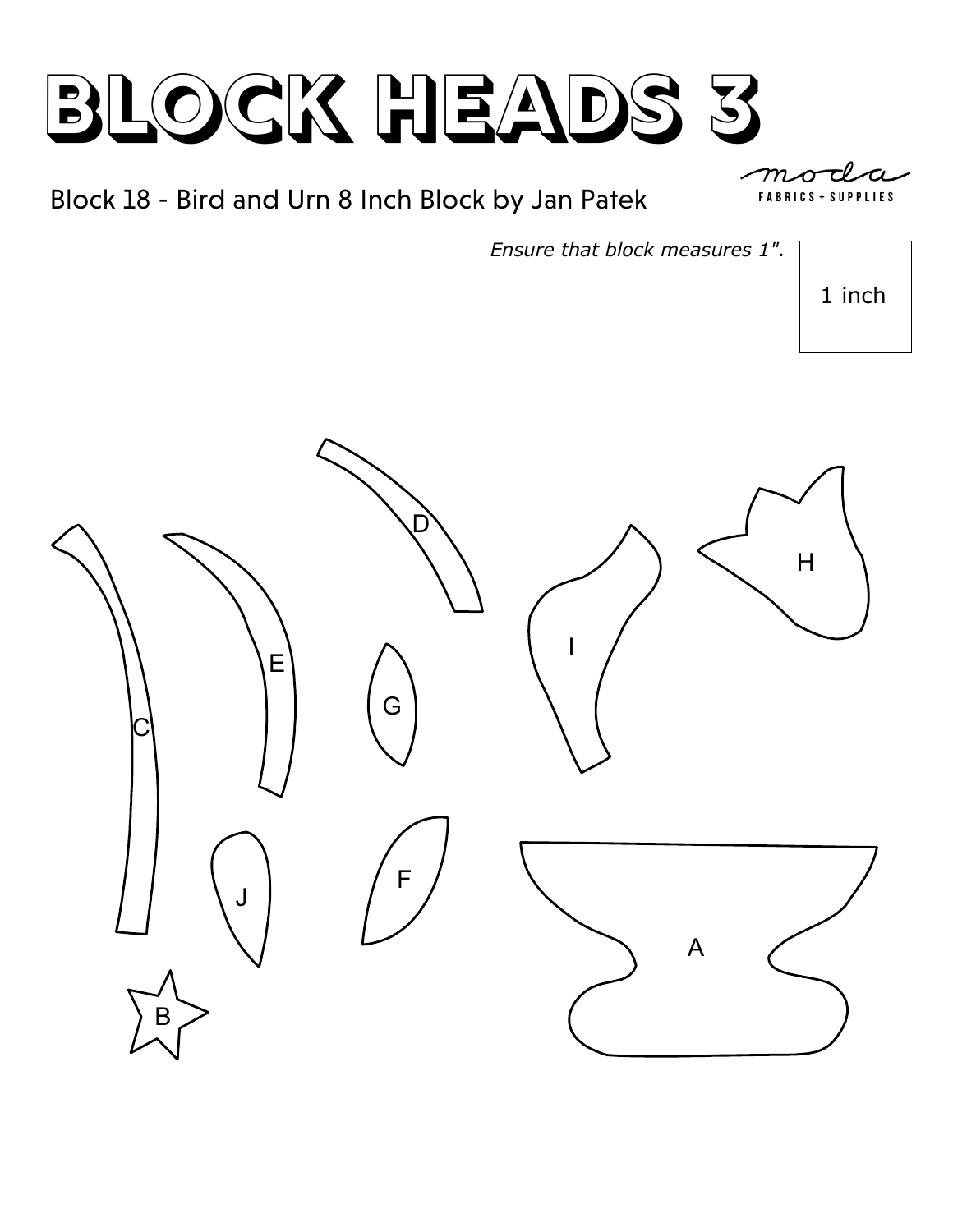# BLOCK HEADS 3

Block 18 - Bird and Urn 8 Inch Block by Jan Patek

moda FABRICS + SUPPLIES

*Ensure that block measures 1".*

1 inch

D

H

I

E

G

C

J

F

A

B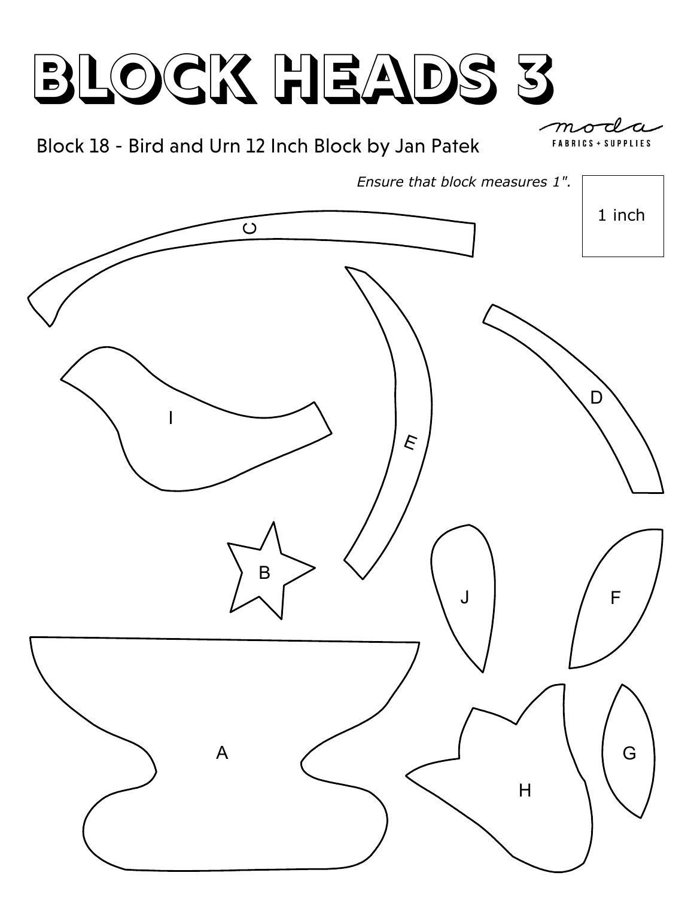# BLOCK HEADS 3

moda
FABRICS + SUPPLIES

Block 18 - Bird and Urn 12 Inch Block by Jan Patek

*Ensure that block measures 1".*

1 inch

C

E

D

I

B

J

F

A

H

G